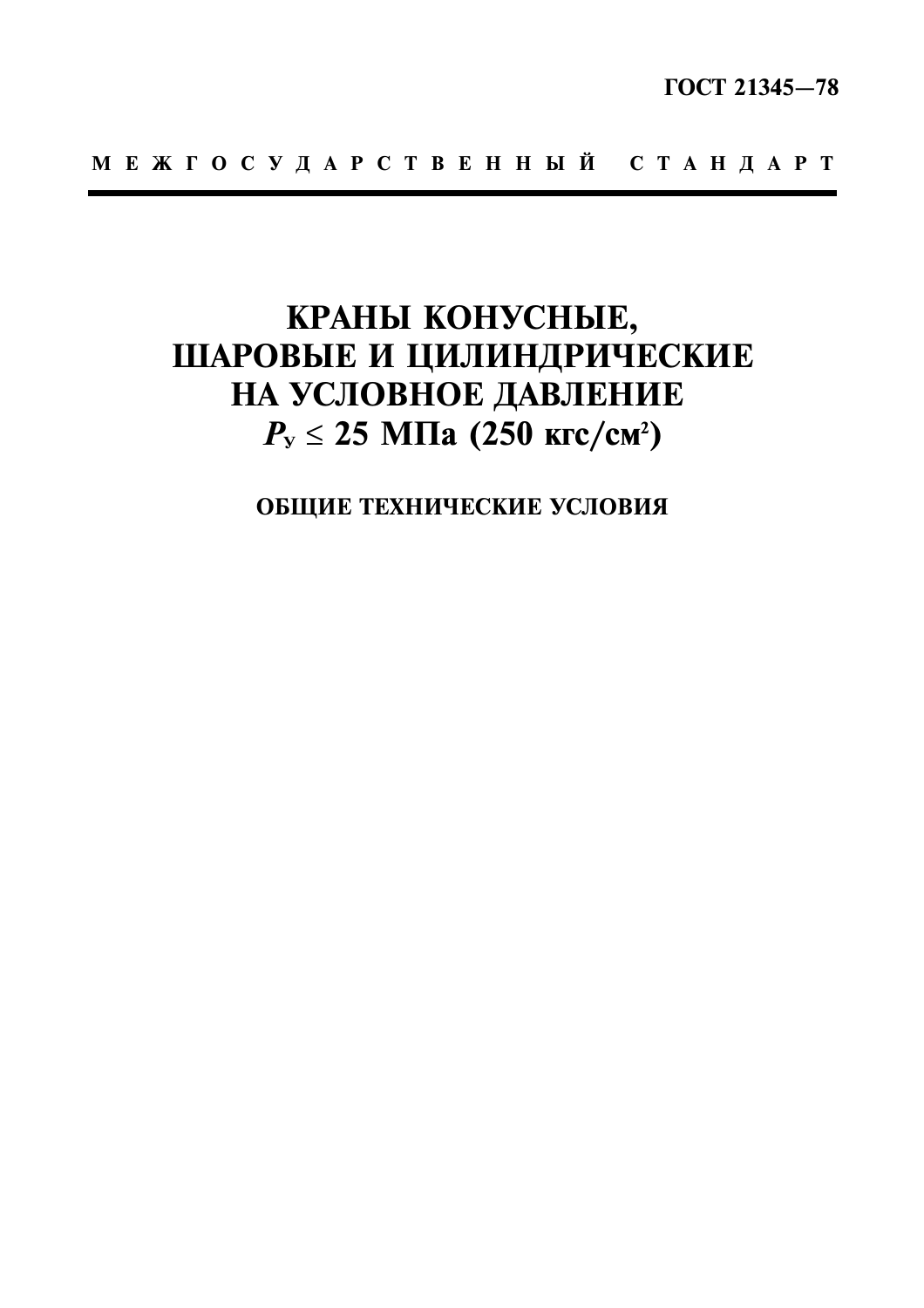ГОСТ 21345—78

МЕЖГОСУДАРСТВЕННЫЙ СТАНДАРТ

# КРАНЫ КОНУСНЫЕ, ШАРОВЫЕ И ЦИЛИНДРИЧЕСКИЕ НА УСЛОВНОЕ ДАВЛЕНИЕ $P_у \leq 25$ МПа (250 кгс/см$^2$)

## ОБЩИЕ ТЕХНИЧЕСКИЕ УСЛОВИЯ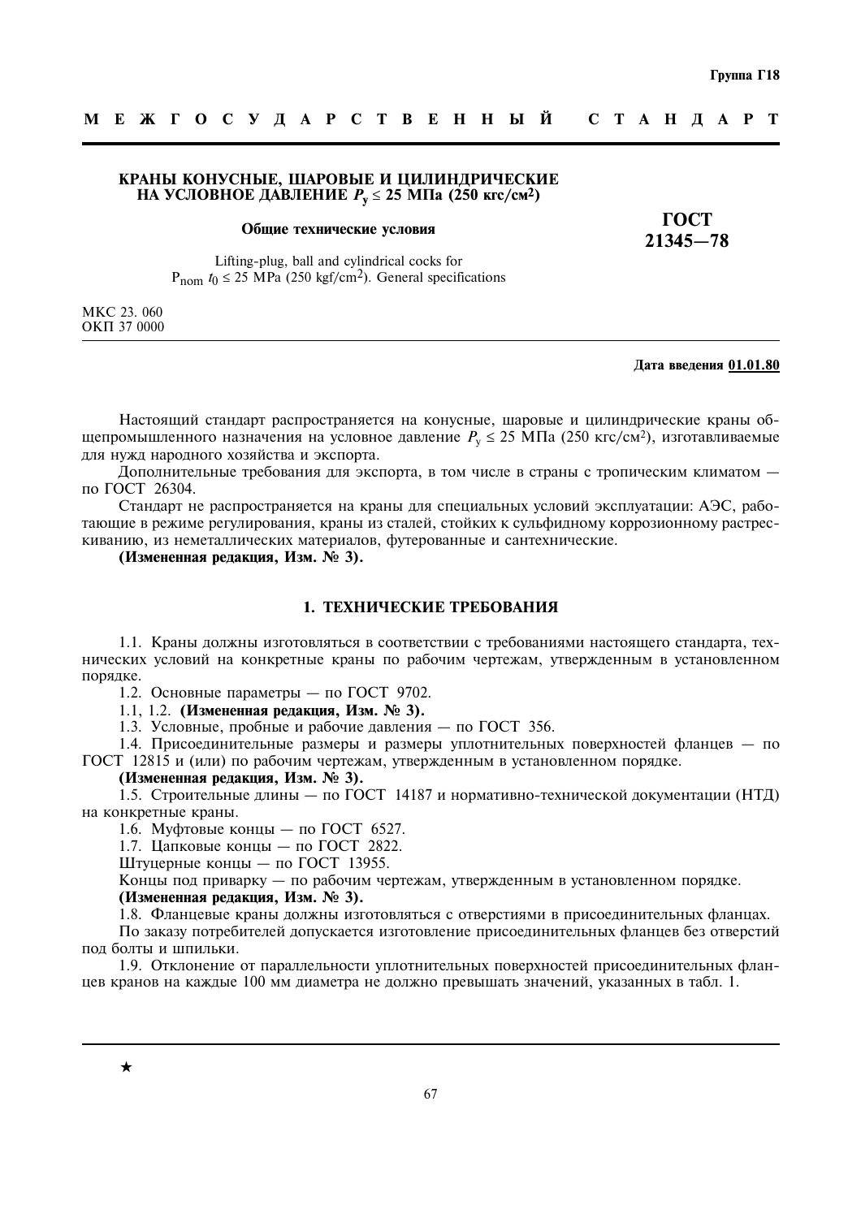Группа Г18

**МЕЖГОСУДАРСТВЕННЫЙ СТАНДАРТ**

# КРАНЫ КОНУСНЫЕ, ШАРОВЫЕ И ЦИЛИНДРИЧЕСКИЕ НА УСЛОВНОЕ ДАВЛЕНИЕ $P_у \leq 25$ МПа (250 кгс/см$^2$)

**Общие технические условия**

Lifting-plug, ball and cylindrical cocks for $P_{nom}$ $t_0 \leq 25$ MPa (250 kgf/cm$^2$). General specifications

**ГОСТ 21345—78**

МКС 23. 060
ОКП 37 0000

**Дата введения 01.01.80**

Настоящий стандарт распространяется на конусные, шаровые и цилиндрические краны общепромышленного назначения на условное давление $P_у \leq 25$ МПа (250 кгс/см$^2$), изготавливаемые для нужд народного хозяйства и экспорта.

Дополнительные требования для экспорта, в том числе в страны с тропическим климатом — по ГОСТ 26304.

Стандарт не распространяется на краны для специальных условий эксплуатации: АЭС, работающие в режиме регулирования, краны из сталей, стойких к сульфидному коррозионному растрескиванию, из неметаллических материалов, футерованные и сантехнические.

**(Измененная редакция, Изм. № 3).**

## 1. ТЕХНИЧЕСКИЕ ТРЕБОВАНИЯ

1.1. Краны должны изготовляться в соответствии с требованиями настоящего стандарта, технических условий на конкретные краны по рабочим чертежам, утвержденным в установленном порядке.

1.2. Основные параметры — по ГОСТ 9702.

1.1, 1.2. **(Измененная редакция, Изм. № 3).**

1.3. Условные, пробные и рабочие давления — по ГОСТ 356.

1.4. Присоединительные размеры и размеры уплотнительных поверхностей фланцев — по ГОСТ 12815 и (или) по рабочим чертежам, утвержденным в установленном порядке.

**(Измененная редакция, Изм. № 3).**

1.5. Строительные длины — по ГОСТ 14187 и нормативно-технической документации (НТД) на конкретные краны.

1.6. Муфтовые концы — по ГОСТ 6527.

1.7. Цапковые концы — по ГОСТ 2822.

Штуцерные концы — по ГОСТ 13955.

Концы под приварку — по рабочим чертежам, утвержденным в установленном порядке.

**(Измененная редакция, Изм. № 3).**

1.8. Фланцевые краны должны изготовляться с отверстиями в присоединительных фланцах.

По заказу потребителей допускается изготовление присоединительных фланцев без отверстий под болты и шпильки.

1.9. Отклонение от параллельности уплотнительных поверхностей присоединительных фланцев кранов на каждые 100 мм диаметра не должно превышать значений, указанных в табл. 1.

★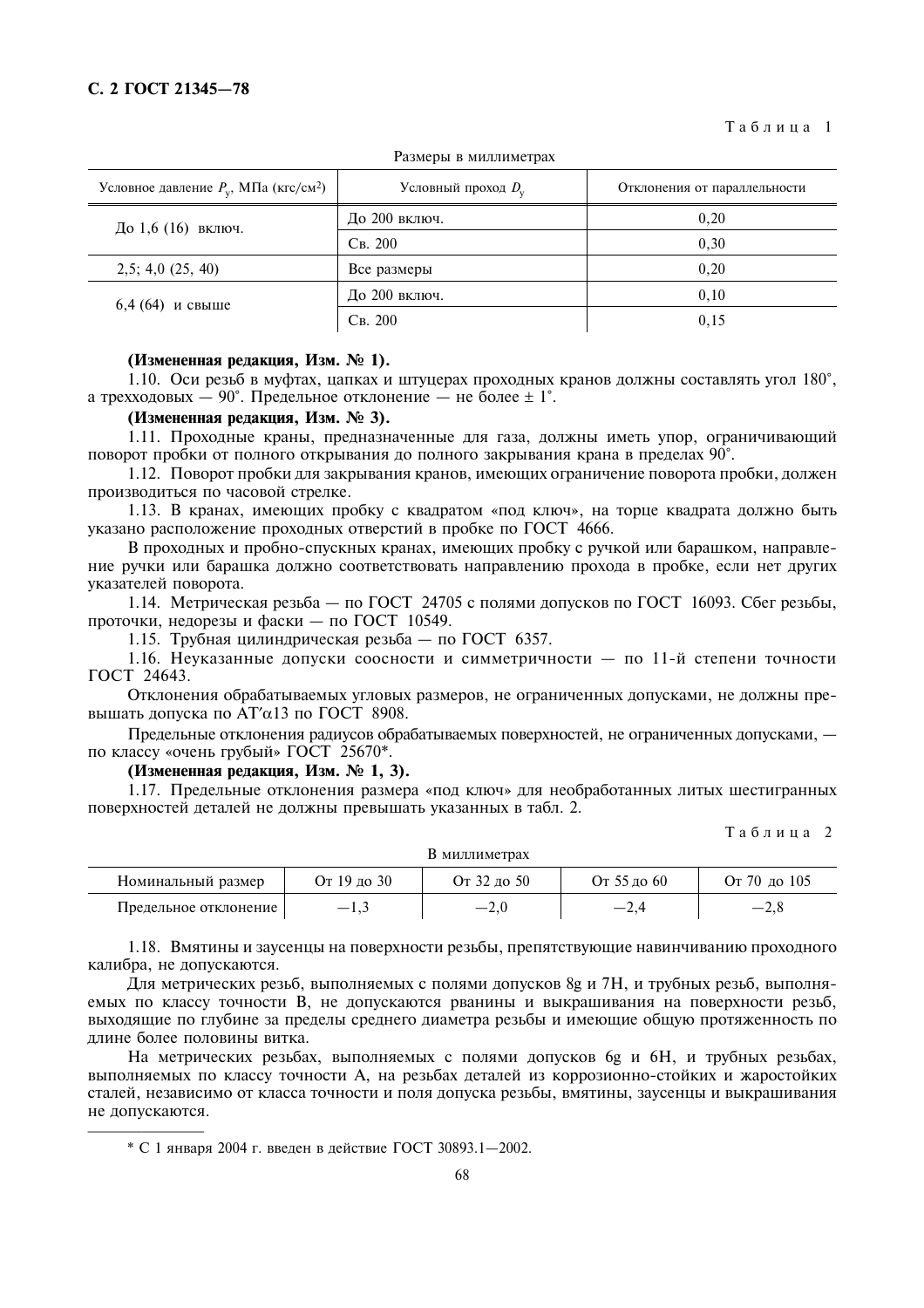Таблица 1

Размеры в миллиметрах

| Условное давление $P_у$, МПа (кгс/см²) | Условный проход $D_у$ | Отклонения от параллельности |
|---|---|---|
| До 1,6 (16) включ. | До 200 включ. | 0,20 |
| | Св. 200 | 0,30 |
| 2,5; 4,0 (25, 40) | Все размеры | 0,20 |
| 6,4 (64) и свыше | До 200 включ. | 0,10 |
| | Св. 200 | 0,15 |

**(Измененная редакция, Изм. № 1).**

1.10. Оси резьб в муфтах, цапках и штуцерах проходных кранов должны составлять угол 180°, а трехходовых — 90°. Предельное отклонение — не более ± 1°.

**(Измененная редакция, Изм. № 3).**

1.11. Проходные краны, предназначенные для газа, должны иметь упор, ограничивающий поворот пробки от полного открывания до полного закрывания крана в пределах 90°.

1.12. Поворот пробки для закрывания кранов, имеющих ограничение поворота пробки, должен производиться по часовой стрелке.

1.13. В кранах, имеющих пробку с квадратом «под ключ», на торце квадрата должно быть указано расположение проходных отверстий в пробке по ГОСТ 4666.

В проходных и пробно-спускных кранах, имеющих пробку с ручкой или барашком, направление ручки или барашка должно соответствовать направлению прохода в пробке, если нет других указателей поворота.

1.14. Метрическая резьба — по ГОСТ 24705 с полями допусков по ГОСТ 16093. Сбег резьбы, проточки, недорезы и фаски — по ГОСТ 10549.

1.15. Трубная цилиндрическая резьба — по ГОСТ 6357.

1.16. Неуказанные допуски соосности и симметричности — по 11-й степени точности ГОСТ 24643.

Отклонения обрабатываемых угловых размеров, не ограниченных допусками, не должны превышать допуска по $AT'\alpha13$ по ГОСТ 8908.

Предельные отклонения радиусов обрабатываемых поверхностей, не ограниченных допусками, — по классу «очень грубый» ГОСТ 25670*.

**(Измененная редакция, Изм. № 1, 3).**

1.17. Предельные отклонения размера «под ключ» для необработанных литых шестигранных поверхностей деталей не должны превышать указанных в табл. 2.

Таблица 2

В миллиметрах

| Номинальный размер | От 19 до 30 | От 32 до 50 | От 55 до 60 | От 70 до 105 |
|---|---|---|---|---|
| Предельное отклонение | −1,3 | −2,0 | −2,4 | −2,8 |

1.18. Вмятины и заусенцы на поверхности резьбы, препятствующие навинчиванию проходного калибра, не допускаются.

Для метрических резьб, выполняемых с полями допусков 8g и 7H, и трубных резьб, выполняемых по классу точности В, не допускаются рванины и выкрашивания на поверхности резьб, выходящие по глубине за пределы среднего диаметра резьбы и имеющие общую протяженность по длине более половины витка.

На метрических резьбах, выполняемых с полями допусков 6g и 6H, и трубных резьбах, выполняемых по классу точности А, на резьбах деталей из коррозионно-стойких и жаростойких сталей, независимо от класса точности и поля допуска резьбы, вмятины, заусенцы и выкрашивания не допускаются.

---

* С 1 января 2004 г. введен в действие ГОСТ 30893.1—2002.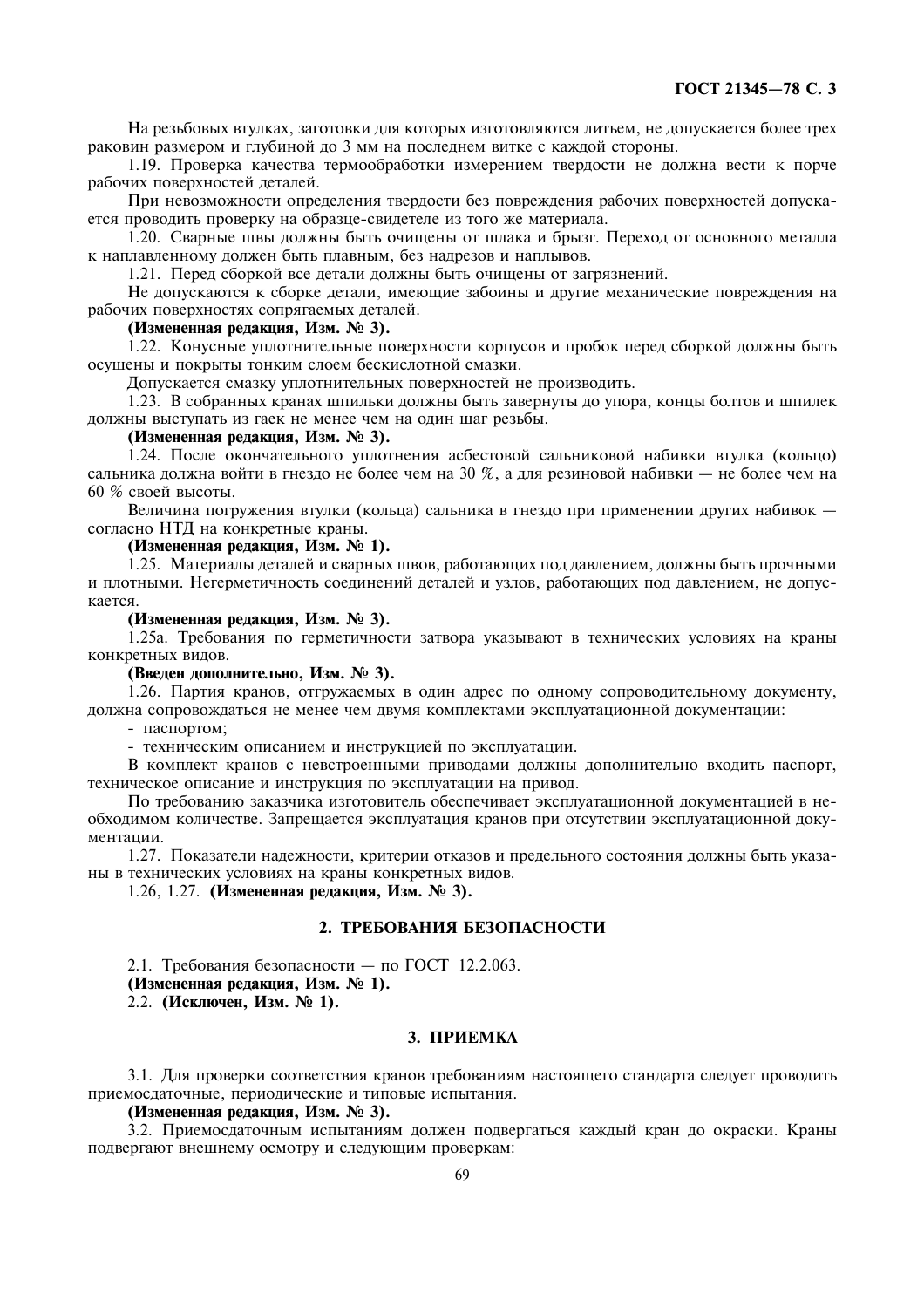На резьбовых втулках, заготовки для которых изготовляются литьем, не допускается более трех раковин размером и глубиной до 3 мм на последнем витке с каждой стороны.

1.19. Проверка качества термообработки измерением твердости не должна вести к порче рабочих поверхностей деталей.

При невозможности определения твердости без повреждения рабочих поверхностей допускается проводить проверку на образце-свидетеле из того же материала.

1.20. Сварные швы должны быть очищены от шлака и брызг. Переход от основного металла к наплавленному должен быть плавным, без надрезов и наплывов.

1.21. Перед сборкой все детали должны быть очищены от загрязнений.

Не допускаются к сборке детали, имеющие забоины и другие механические повреждения на рабочих поверхностях сопрягаемых деталей.

**(Измененная редакция, Изм. № 3).**

1.22. Конусные уплотнительные поверхности корпусов и пробок перед сборкой должны быть осушены и покрыты тонким слоем бескислотной смазки.

Допускается смазку уплотнительных поверхностей не производить.

1.23. В собранных кранах шпильки должны быть завернуты до упора, концы болтов и шпилек должны выступать из гаек не менее чем на один шаг резьбы.

**(Измененная редакция, Изм. № 3).**

1.24. После окончательного уплотнения асбестовой сальниковой набивки втулка (кольцо) сальника должна войти в гнездо не более чем на 30 %, а для резиновой набивки — не более чем на 60 % своей высоты.

Величина погружения втулки (кольца) сальника в гнездо при применении других набивок — согласно НТД на конкретные краны.

**(Измененная редакция, Изм. № 1).**

1.25. Материалы деталей и сварных швов, работающих под давлением, должны быть прочными и плотными. Негерметичность соединений деталей и узлов, работающих под давлением, не допускается.

**(Измененная редакция, Изм. № 3).**

1.25а. Требования по герметичности затвора указывают в технических условиях на краны конкретных видов.

**(Введен дополнительно, Изм. № 3).**

1.26. Партия кранов, отгружаемых в один адрес по одному сопроводительному документу, должна сопровождаться не менее чем двумя комплектами эксплуатационной документации:

- паспортом;
- техническим описанием и инструкцией по эксплуатации.

В комплект кранов с невстроенными приводами должны дополнительно входить паспорт, техническое описание и инструкция по эксплуатации на привод.

По требованию заказчика изготовитель обеспечивает эксплуатационной документацией в необходимом количестве. Запрещается эксплуатация кранов при отсутствии эксплуатационной документации.

1.27. Показатели надежности, критерии отказов и предельного состояния должны быть указаны в технических условиях на краны конкретных видов.

1.26, 1.27. **(Измененная редакция, Изм. № 3).**

## 2. ТРЕБОВАНИЯ БЕЗОПАСНОСТИ

2.1. Требования безопасности — по ГОСТ 12.2.063.

**(Измененная редакция, Изм. № 1).**

2.2. **(Исключен, Изм. № 1).**

## 3. ПРИЕМКА

3.1. Для проверки соответствия кранов требованиям настоящего стандарта следует проводить приемосдаточные, периодические и типовые испытания.

**(Измененная редакция, Изм. № 3).**

3.2. Приемосдаточным испытаниям должен подвергаться каждый кран до окраски. Краны подвергают внешнему осмотру и следующим проверкам: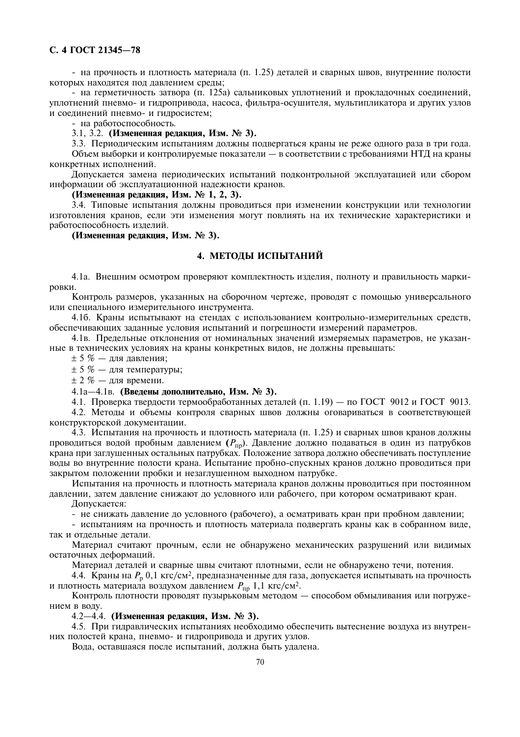- на прочность и плотность материала (п. 1.25) деталей и сварных швов, внутренние полости которых находятся под давлением среды;

- на герметичность затвора (п. 125а) сальниковых уплотнений и прокладочных соединений, уплотнений пневмо- и гидропривода, насоса, фильтра-осушителя, мультипликатора и других узлов и соединений пневмо- и гидросистем;

- на работоспособность.

3.1, 3.2. **(Измененная редакция, Изм. № 3).**

3.3. Периодическим испытаниям должны подвергаться краны не реже одного раза в три года.

Объем выборки и контролируемые показатели — в соответствии с требованиями НТД на краны конкретных исполнений.

Допускается замена периодических испытаний подконтрольной эксплуатацией или сбором информации об эксплуатационной надежности кранов.

**(Измененная редакция, Изм. № 1, 2, 3).**

3.4. Типовые испытания должны проводиться при изменении конструкции или технологии изготовления кранов, если эти изменения могут повлиять на их технические характеристики и работоспособность изделий.

**(Измененная редакция, Изм. № 3).**

## 4. МЕТОДЫ ИСПЫТАНИЙ

4.1а. Внешним осмотром проверяют комплектность изделия, полноту и правильность маркировки.

Контроль размеров, указанных на сборочном чертеже, проводят с помощью универсального или специального измерительного инструмента.

4.1б. Краны испытывают на стендах с использованием контрольно-измерительных средств, обеспечивающих заданные условия испытаний и погрешности измерений параметров.

4.1в. Предельные отклонения от номинальных значений измеряемых параметров, не указанные в технических условиях на краны конкретных видов, не должны превышать:

± 5 % — для давления;

± 5 % — для температуры;

± 2 % — для времени.

4.1а—4.1в. **(Введены дополнительно, Изм. № 3).**

4.1. Проверка твердости термообработанных деталей (п. 1.19) — по ГОСТ 9012 и ГОСТ 9013.

4.2. Методы и объемы контроля сварных швов должны оговариваться в соответствующей конструкторской документации.

4.3. Испытания на прочность и плотность материала (п. 1.25) и сварных швов кранов должны проводиться водой пробным давлением ($P_{пр}$). Давление должно подаваться в один из патрубков крана при заглушенных остальных патрубках. Положение затвора должно обеспечивать поступление воды во внутренние полости крана. Испытание пробно-спускных кранов должно проводиться при закрытом положении пробки и незаглушенном выходном патрубке.

Испытания на прочность и плотность материала кранов должны проводиться при постоянном давлении, затем давление снижают до условного или рабочего, при котором осматривают кран.

Допускается:

- не снижать давление до условного (рабочего), а осматривать кран при пробном давлении;

- испытаниям на прочность и плотность материала подвергать краны как в собранном виде, так и отдельные детали.

Материал считают прочным, если не обнаружено механических разрушений или видимых остаточных деформаций.

Материал деталей и сварные швы считают плотными, если не обнаружено течи, потения.

4.4. Краны на $P_р$ 0,1 кгс/см$^2$, предназначенные для газа, допускается испытывать на прочность и плотность материала воздухом давлением $P_{пр}$ 1,1 кгс/см$^2$.

Контроль плотности проводят пузырьковым методом — способом обмыливания или погружением в воду.

4.2—4.4. **(Измененная редакция, Изм. № 3).**

4.5. При гидравлических испытаниях необходимо обеспечить вытеснение воздуха из внутренних полостей крана, пневмо- и гидропривода и других узлов.

Вода, оставшаяся после испытаний, должна быть удалена.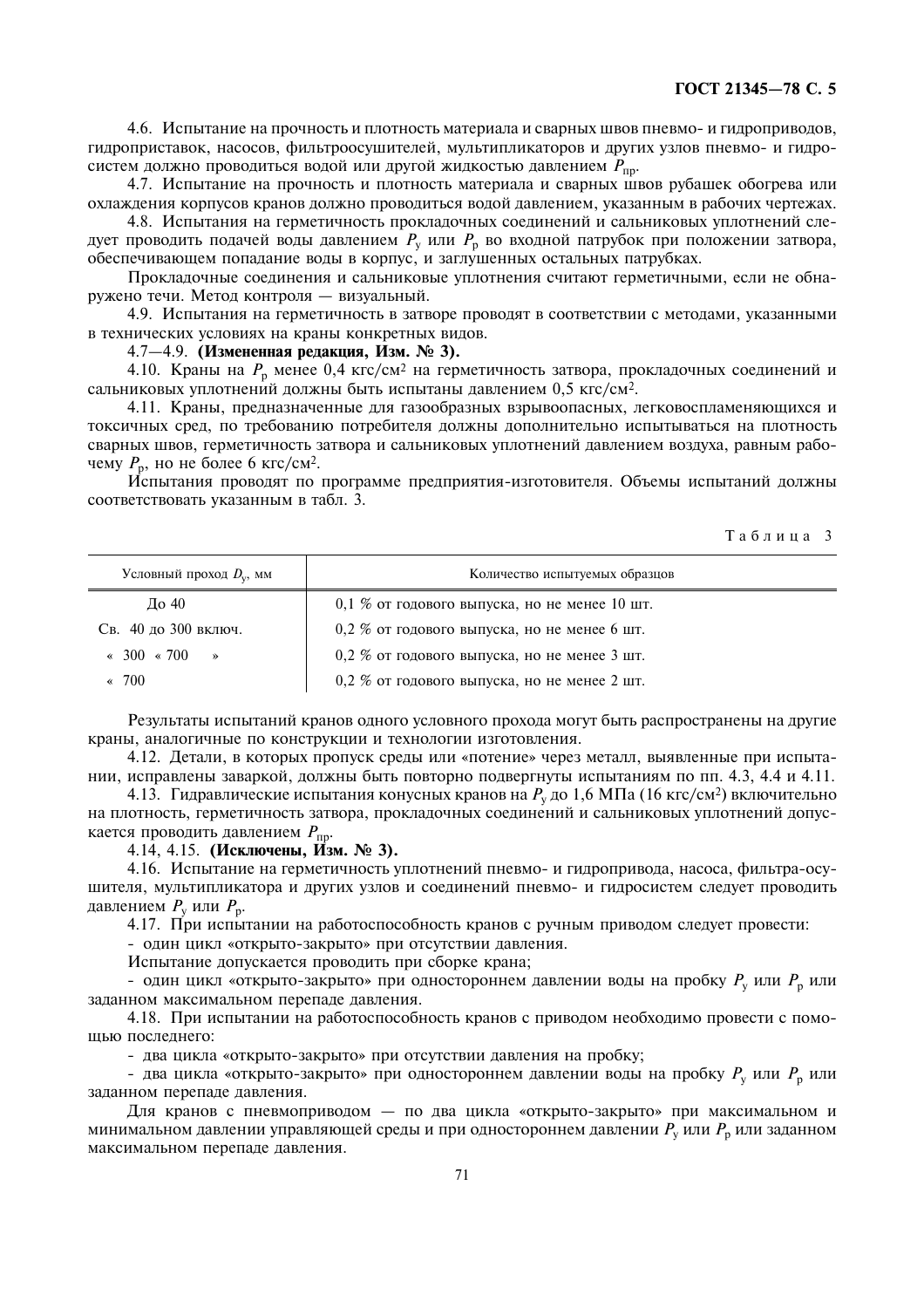4.6. Испытание на прочность и плотность материала и сварных швов пневмо- и гидроприводов, гидроприставок, насосов, фильтроосушителей, мультипликаторов и других узлов пневмо- и гидросистем должно проводиться водой или другой жидкостью давлением $P_{пр}$.

4.7. Испытание на прочность и плотность материала и сварных швов рубашек обогрева или охлаждения корпусов кранов должно проводиться водой давлением, указанным в рабочих чертежах.

4.8. Испытания на герметичность прокладочных соединений и сальниковых уплотнений следует проводить подачей воды давлением $P_у$ или $P_р$ во входной патрубок при положении затвора, обеспечивающем попадание воды в корпус, и заглушенных остальных патрубках.

Прокладочные соединения и сальниковые уплотнения считают герметичными, если не обнаружено течи. Метод контроля — визуальный.

4.9. Испытания на герметичность в затворе проводят в соответствии с методами, указанными в технических условиях на краны конкретных видов.

4.7—4.9. **(Измененная редакция, Изм. № 3).**

4.10. Краны на $P_р$ менее 0,4 кгс/см² на герметичность затвора, прокладочных соединений и сальниковых уплотнений должны быть испытаны давлением 0,5 кгс/см².

4.11. Краны, предназначенные для газообразных взрывоопасных, легковоспламеняющихся и токсичных сред, по требованию потребителя должны дополнительно испытываться на плотность сварных швов, герметичность затвора и сальниковых уплотнений давлением воздуха, равным рабочему $P_р$, но не более 6 кгс/см².

Испытания проводят по программе предприятия-изготовителя. Объемы испытаний должны соответствовать указанным в табл. 3.

Таблица 3

| Условный проход $D_у$, мм | Количество испытуемых образцов |
|---|---|
| До 40 | 0,1 % от годового выпуска, но не менее 10 шт. |
| Св. 40 до 300 включ. | 0,2 % от годового выпуска, но не менее 6 шт. |
| « 300 « 700 » | 0,2 % от годового выпуска, но не менее 3 шт. |
| « 700 | 0,2 % от годового выпуска, но не менее 2 шт. |

Результаты испытаний кранов одного условного прохода могут быть распространены на другие краны, аналогичные по конструкции и технологии изготовления.

4.12. Детали, в которых пропуск среды или «потение» через металл, выявленные при испытании, исправлены заваркой, должны быть повторно подвергнуты испытаниям по пп. 4.3, 4.4 и 4.11.

4.13. Гидравлические испытания конусных кранов на $P_у$ до 1,6 МПа (16 кгс/см²) включительно на плотность, герметичность затвора, прокладочных соединений и сальниковых уплотнений допускается проводить давлением $P_{пр}$.

4.14, 4.15. **(Исключены, Изм. № 3).**

4.16. Испытание на герметичность уплотнений пневмо- и гидропривода, насоса, фильтра-осушителя, мультипликатора и других узлов и соединений пневмо- и гидросистем следует проводить давлением $P_у$ или $P_р$.

4.17. При испытании на работоспособность кранов с ручным приводом следует провести:

- один цикл «открыто-закрыто» при отсутствии давления.

Испытание допускается проводить при сборке крана;

- один цикл «открыто-закрыто» при одностороннем давлении воды на пробку $P_у$ или $P_р$ или заданном максимальном перепаде давления.

4.18. При испытании на работоспособность кранов с приводом необходимо провести с помощью последнего:

- два цикла «открыто-закрыто» при отсутствии давления на пробку;
- два цикла «открыто-закрыто» при одностороннем давлении воды на пробку $P_у$ или $P_р$ или заданном перепаде давления.

Для кранов с пневмоприводом — по два цикла «открыто-закрыто» при максимальном и минимальном давлении управляющей среды и при одностороннем давлении $P_у$ или $P_р$ или заданном максимальном перепаде давления.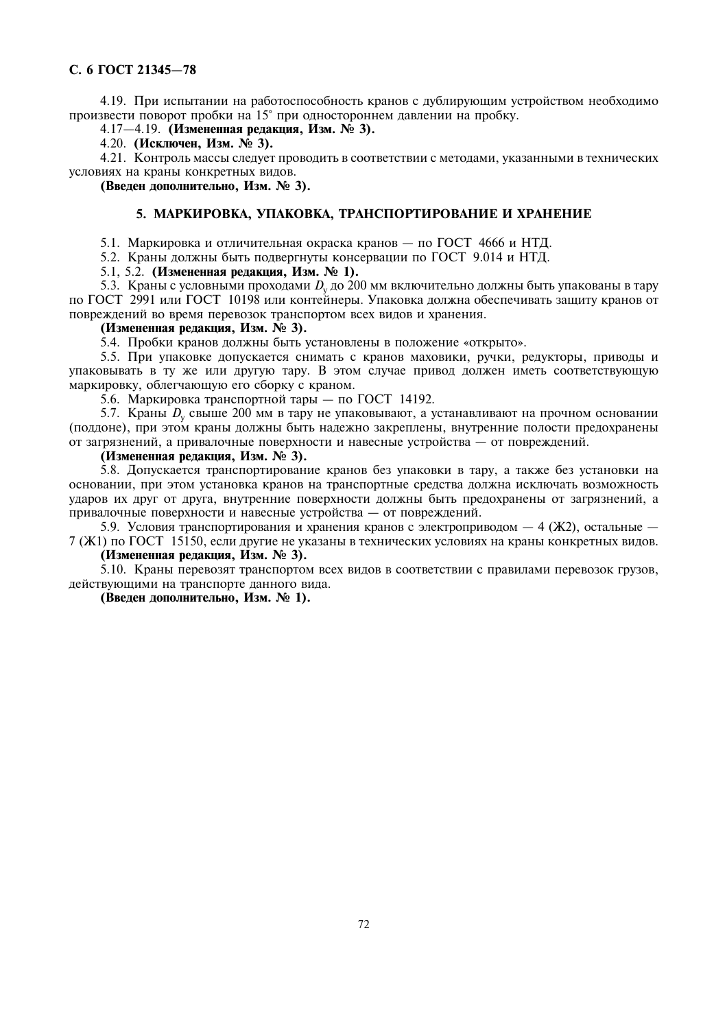4.19. При испытании на работоспособность кранов с дублирующим устройством необходимо произвести поворот пробки на 15° при одностороннем давлении на пробку.

4.17—4.19. **(Измененная редакция, Изм. № 3).**

4.20. **(Исключен, Изм. № 3).**

4.21. Контроль массы следует проводить в соответствии с методами, указанными в технических условиях на краны конкретных видов.

**(Введен дополнительно, Изм. № 3).**

## 5. МАРКИРОВКА, УПАКОВКА, ТРАНСПОРТИРОВАНИЕ И ХРАНЕНИЕ

5.1. Маркировка и отличительная окраска кранов — по ГОСТ 4666 и НТД.

5.2. Краны должны быть подвергнуты консервации по ГОСТ 9.014 и НТД.

5.1, 5.2. **(Измененная редакция, Изм. № 1).**

5.3. Краны с условными проходами $D_y$ до 200 мм включительно должны быть упакованы в тару по ГОСТ 2991 или ГОСТ 10198 или контейнеры. Упаковка должна обеспечивать защиту кранов от повреждений во время перевозок транспортом всех видов и хранения.

**(Измененная редакция, Изм. № 3).**

5.4. Пробки кранов должны быть установлены в положение «открыто».

5.5. При упаковке допускается снимать с кранов маховики, ручки, редукторы, приводы и упаковывать в ту же или другую тару. В этом случае привод должен иметь соответствующую маркировку, облегчающую его сборку с краном.

5.6. Маркировка транспортной тары — по ГОСТ 14192.

5.7. Краны $D_y$ свыше 200 мм в тару не упаковывают, а устанавливают на прочном основании (поддоне), при этом краны должны быть надежно закреплены, внутренние полости предохранены от загрязнений, а привалочные поверхности и навесные устройства — от повреждений.

**(Измененная редакция, Изм. № 3).**

5.8. Допускается транспортирование кранов без упаковки в тару, а также без установки на основании, при этом установка кранов на транспортные средства должна исключать возможность ударов их друг от друга, внутренние поверхности должны быть предохранены от загрязнений, а привалочные поверхности и навесные устройства — от повреждений.

5.9. Условия транспортирования и хранения кранов с электроприводом — 4 (Ж2), остальные — 7 (Ж1) по ГОСТ 15150, если другие не указаны в технических условиях на краны конкретных видов.

**(Измененная редакция, Изм. № 3).**

5.10. Краны перевозят транспортом всех видов в соответствии с правилами перевозок грузов, действующими на транспорте данного вида.

**(Введен дополнительно, Изм. № 1).**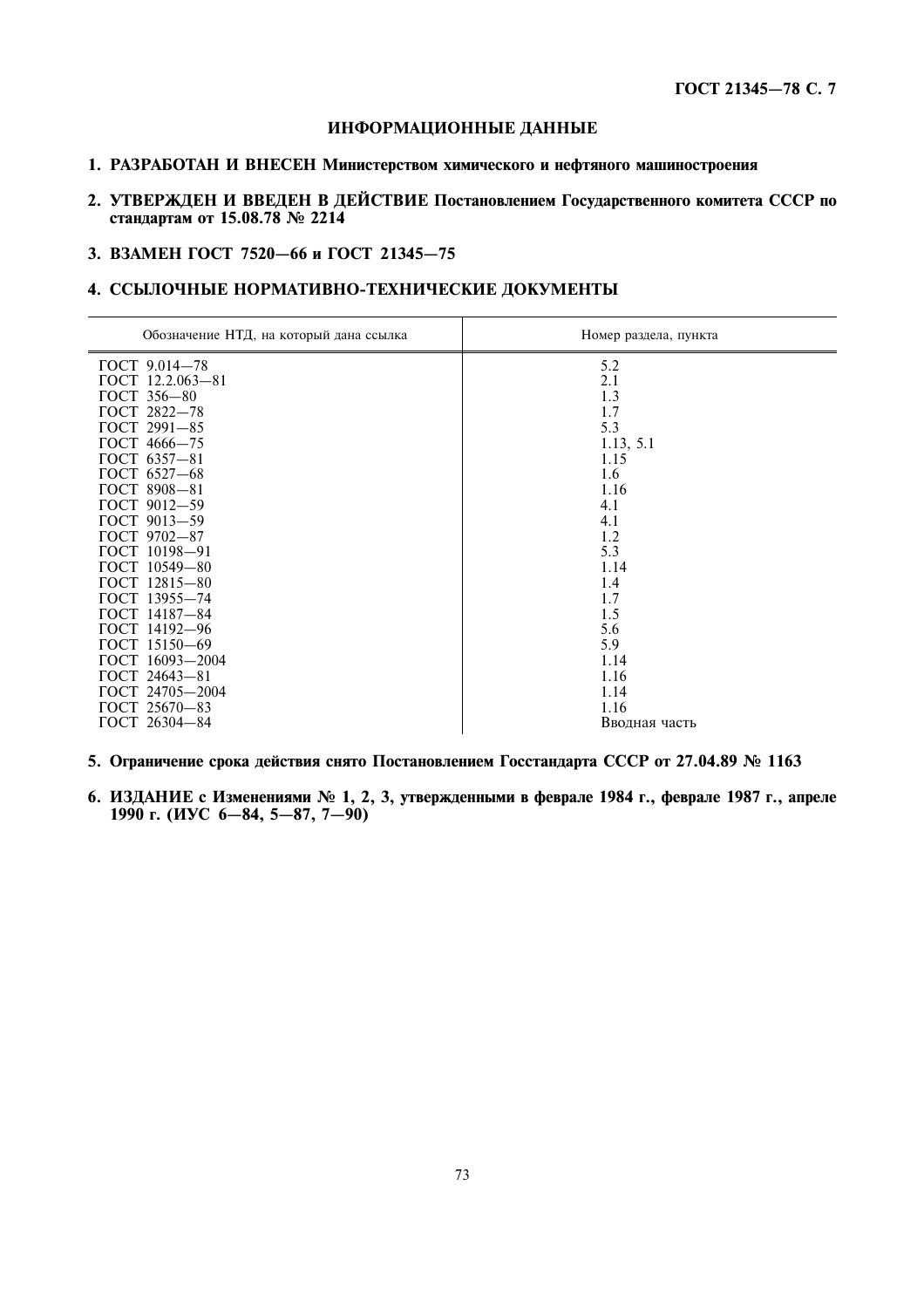## ИНФОРМАЦИОННЫЕ ДАННЫЕ

**1. РАЗРАБОТАН И ВНЕСЕН Министерством химического и нефтяного машиностроения**

**2. УТВЕРЖДЕН И ВВЕДЕН В ДЕЙСТВИЕ Постановлением Государственного комитета СССР по стандартам от 15.08.78 № 2214**

**3. ВЗАМЕН ГОСТ 7520—66 и ГОСТ 21345—75**

**4. ССЫЛОЧНЫЕ НОРМАТИВНО-ТЕХНИЧЕСКИЕ ДОКУМЕНТЫ**

| Обозначение НТД, на который дана ссылка | Номер раздела, пункта |
|---|---|
| ГОСТ 9.014—78 | 5.2 |
| ГОСТ 12.2.063—81 | 2.1 |
| ГОСТ 356—80 | 1.3 |
| ГОСТ 2822—78 | 1.7 |
| ГОСТ 2991—85 | 5.3 |
| ГОСТ 4666—75 | 1.13, 5.1 |
| ГОСТ 6357—81 | 1.15 |
| ГОСТ 6527—68 | 1.6 |
| ГОСТ 8908—81 | 1.16 |
| ГОСТ 9012—59 | 4.1 |
| ГОСТ 9013—59 | 4.1 |
| ГОСТ 9702—87 | 1.2 |
| ГОСТ 10198—91 | 5.3 |
| ГОСТ 10549—80 | 1.14 |
| ГОСТ 12815—80 | 1.4 |
| ГОСТ 13955—74 | 1.7 |
| ГОСТ 14187—84 | 1.5 |
| ГОСТ 14192—96 | 5.6 |
| ГОСТ 15150—69 | 5.9 |
| ГОСТ 16093—2004 | 1.14 |
| ГОСТ 24643—81 | 1.16 |
| ГОСТ 24705—2004 | 1.14 |
| ГОСТ 25670—83 | 1.16 |
| ГОСТ 26304—84 | Вводная часть |

**5. Ограничение срока действия снято Постановлением Госстандарта СССР от 27.04.89 № 1163**

**6. ИЗДАНИЕ с Изменениями № 1, 2, 3, утвержденными в феврале 1984 г., феврале 1987 г., апреле 1990 г. (ИУС 6—84, 5—87, 7—90)**